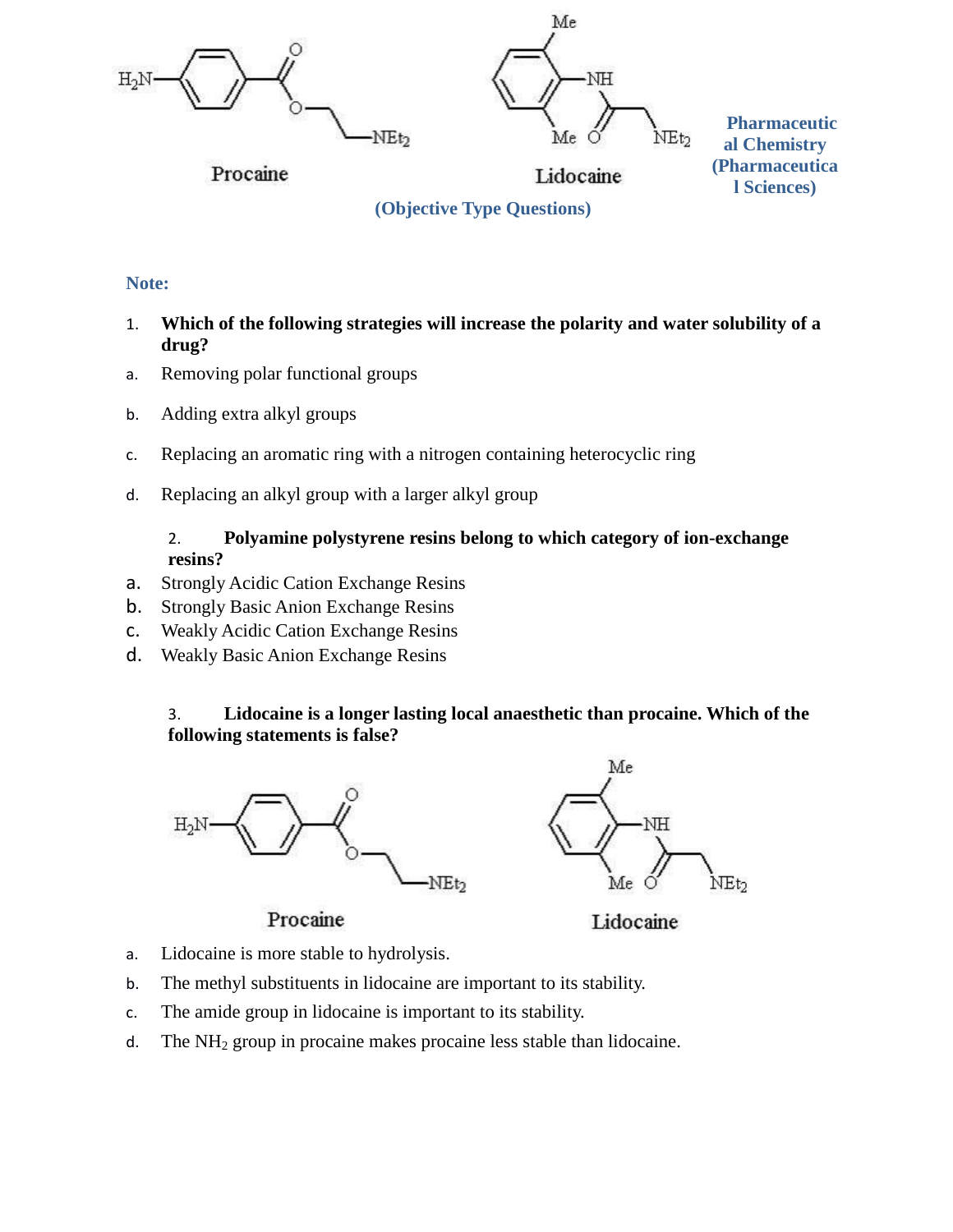**Pharmaceutical Chemistry (Pharmaceutical Sciences)**

**(Objective Type Questions)**

**Note:**

1. **Which of the following strategies will increase the polarity and water solubility of a drug?**
   a. Removing polar functional groups
   b. Adding extra alkyl groups
   c. Replacing an aromatic ring with a nitrogen containing heterocyclic ring
   d. Replacing an alkyl group with a larger alkyl group

2. **Polyamine polystyrene resins belong to which category of ion-exchange resins?**
   a. Strongly Acidic Cation Exchange Resins
   b. Strongly Basic Anion Exchange Resins
   c. Weakly Acidic Cation Exchange Resins
   d. Weakly Basic Anion Exchange Resins

3. **Lidocaine is a longer lasting local anaesthetic than procaine. Which of the following statements is false?**

   Procaine | Lidocaine

   a. Lidocaine is more stable to hydrolysis.
   b. The methyl substituents in lidocaine are important to its stability.
   c. The amide group in lidocaine is important to its stability.
   d. The $NH_2$ group in procaine makes procaine less stable than lidocaine.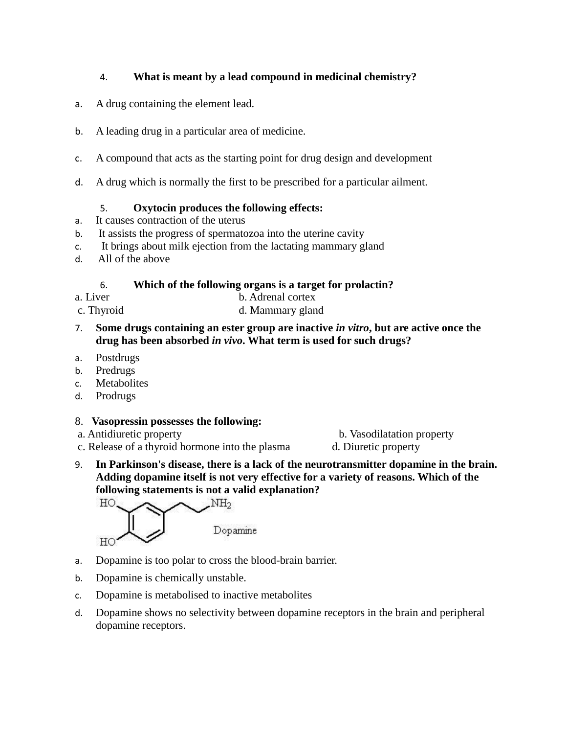4. **What is meant by a lead compound in medicinal chemistry?**

a. A drug containing the element lead.

b. A leading drug in a particular area of medicine.

c. A compound that acts as the starting point for drug design and development

d. A drug which is normally the first to be prescribed for a particular ailment.

5. **Oxytocin produces the following effects:**

a. It causes contraction of the uterus
b. It assists the progress of spermatozoa into the uterine cavity
c. It brings about milk ejection from the lactating mammary gland
d. All of the above

6. **Which of the following organs is a target for prolactin?**

a. Liver
b. Adrenal cortex
c. Thyroid
d. Mammary gland

7. **Some drugs containing an ester group are inactive *in vitro*, but are active once the drug has been absorbed *in vivo*. What term is used for such drugs?**

a. Postdrugs
b. Predrugs
c. Metabolites
d. Prodrugs

8. **Vasopressin possesses the following:**

a. Antidiuretic property
b. Vasodilatation property
c. Release of a thyroid hormone into the plasma
d. Diuretic property

9. **In Parkinson's disease, there is a lack of the neurotransmitter dopamine in the brain. Adding dopamine itself is not very effective for a variety of reasons. Which of the following statements is not a valid explanation?**

Dopamine

a. Dopamine is too polar to cross the blood-brain barrier.

b. Dopamine is chemically unstable.

c. Dopamine is metabolised to inactive metabolites

d. Dopamine shows no selectivity between dopamine receptors in the brain and peripheral dopamine receptors.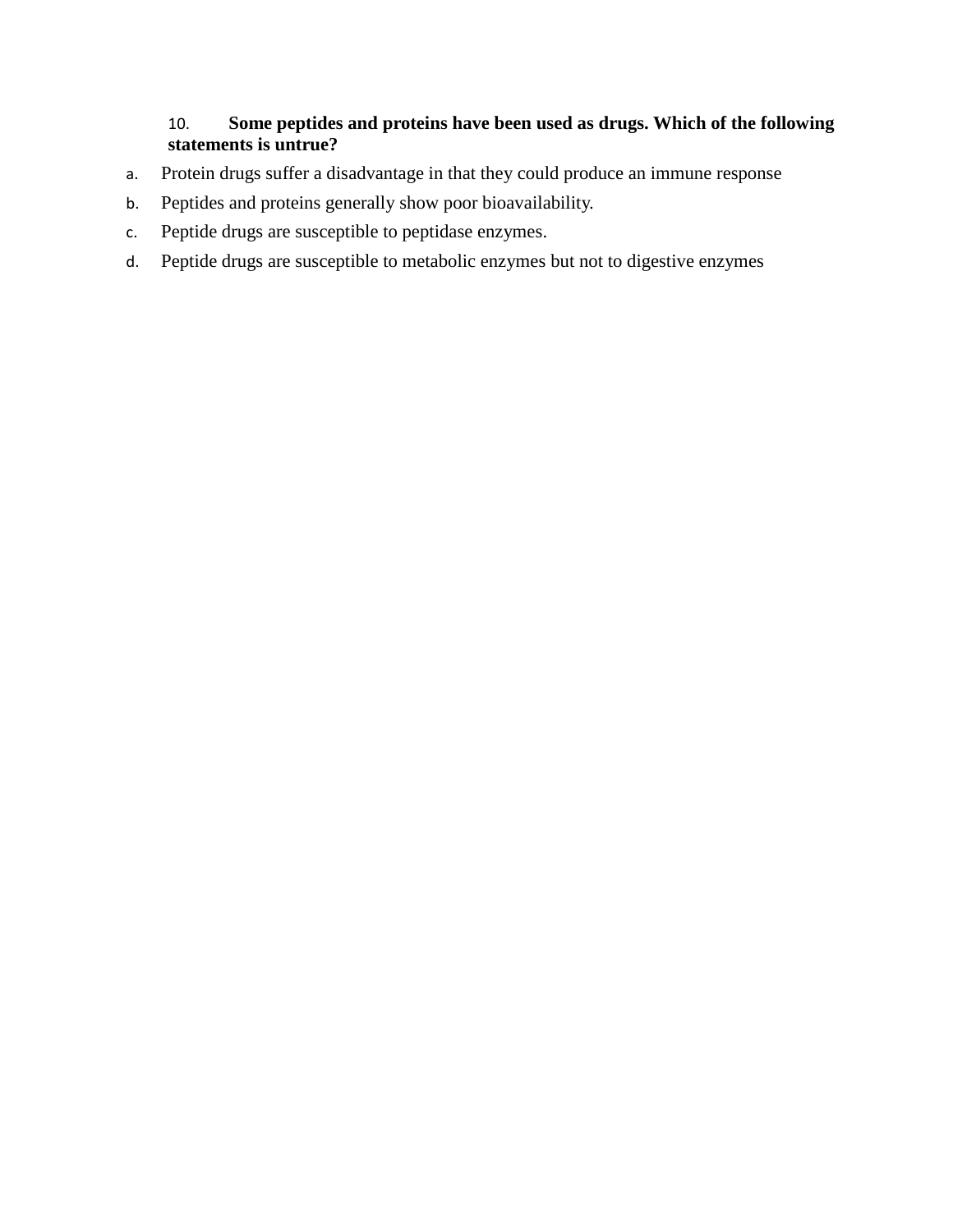10. **Some peptides and proteins have been used as drugs. Which of the following statements is untrue?**

a. Protein drugs suffer a disadvantage in that they could produce an immune response

b. Peptides and proteins generally show poor bioavailability.

c. Peptide drugs are susceptible to peptidase enzymes.

d. Peptide drugs are susceptible to metabolic enzymes but not to digestive enzymes